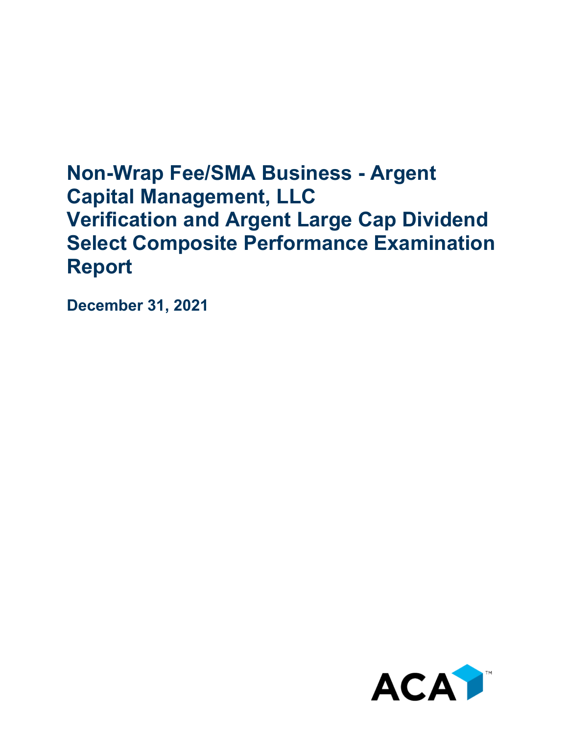# Non-Wrap Fee/SMA Business - Argent Capital Management, LLC Verification and Argent Large Cap Dividend Select Composite Performance Examination Report

**December 31, 2021**

ACA™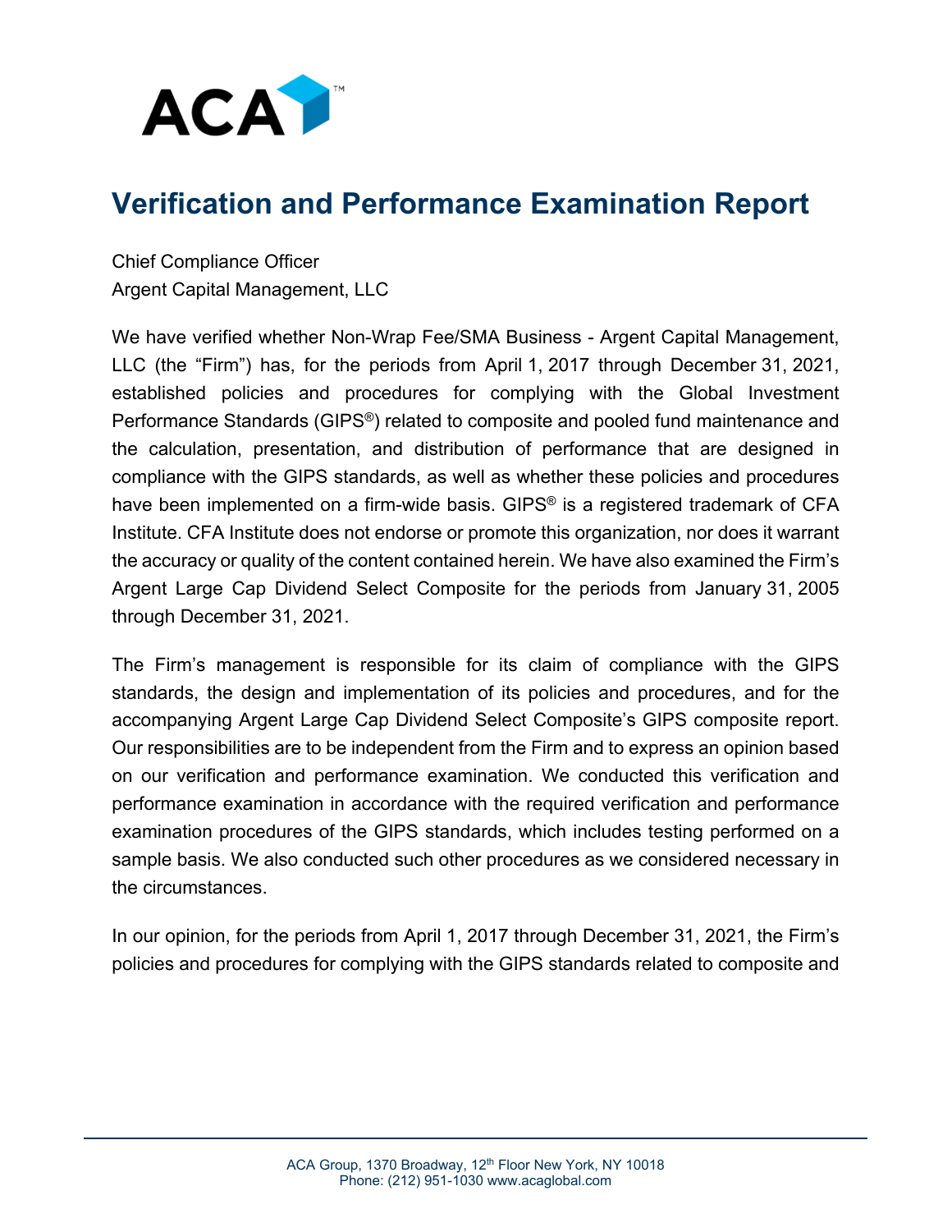# Verification and Performance Examination Report

Chief Compliance Officer
Argent Capital Management, LLC

We have verified whether Non-Wrap Fee/SMA Business - Argent Capital Management, LLC (the "Firm") has, for the periods from April 1, 2017 through December 31, 2021, established policies and procedures for complying with the Global Investment Performance Standards (GIPS®) related to composite and pooled fund maintenance and the calculation, presentation, and distribution of performance that are designed in compliance with the GIPS standards, as well as whether these policies and procedures have been implemented on a firm-wide basis. GIPS® is a registered trademark of CFA Institute. CFA Institute does not endorse or promote this organization, nor does it warrant the accuracy or quality of the content contained herein. We have also examined the Firm's Argent Large Cap Dividend Select Composite for the periods from January 31, 2005 through December 31, 2021.

The Firm's management is responsible for its claim of compliance with the GIPS standards, the design and implementation of its policies and procedures, and for the accompanying Argent Large Cap Dividend Select Composite's GIPS composite report. Our responsibilities are to be independent from the Firm and to express an opinion based on our verification and performance examination. We conducted this verification and performance examination in accordance with the required verification and performance examination procedures of the GIPS standards, which includes testing performed on a sample basis. We also conducted such other procedures as we considered necessary in the circumstances.

In our opinion, for the periods from April 1, 2017 through December 31, 2021, the Firm's policies and procedures for complying with the GIPS standards related to composite and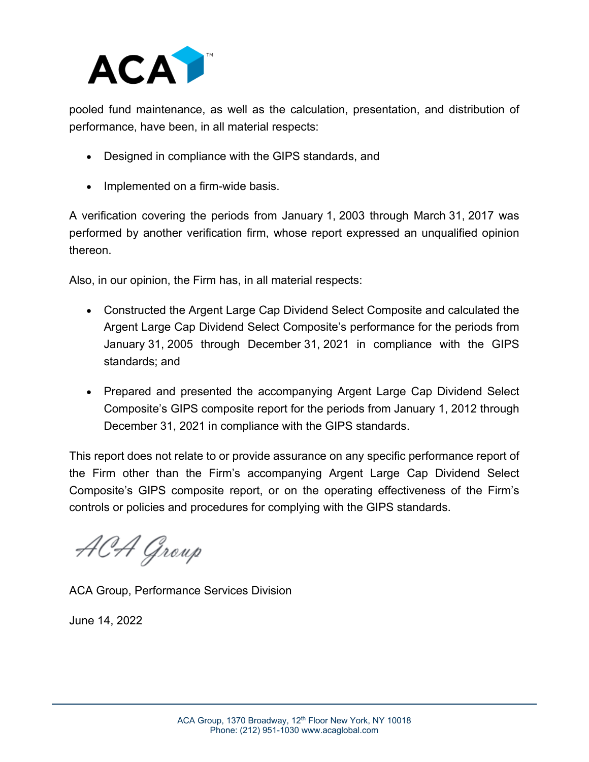pooled fund maintenance, as well as the calculation, presentation, and distribution of performance, have been, in all material respects:

- Designed in compliance with the GIPS standards, and
- Implemented on a firm-wide basis.

A verification covering the periods from January 1, 2003 through March 31, 2017 was performed by another verification firm, whose report expressed an unqualified opinion thereon.

Also, in our opinion, the Firm has, in all material respects:

- Constructed the Argent Large Cap Dividend Select Composite and calculated the Argent Large Cap Dividend Select Composite's performance for the periods from January 31, 2005 through December 31, 2021 in compliance with the GIPS standards; and
- Prepared and presented the accompanying Argent Large Cap Dividend Select Composite's GIPS composite report for the periods from January 1, 2012 through December 31, 2021 in compliance with the GIPS standards.

This report does not relate to or provide assurance on any specific performance report of the Firm other than the Firm's accompanying Argent Large Cap Dividend Select Composite's GIPS composite report, or on the operating effectiveness of the Firm's controls or policies and procedures for complying with the GIPS standards.

*ACA Group*

ACA Group, Performance Services Division

June 14, 2022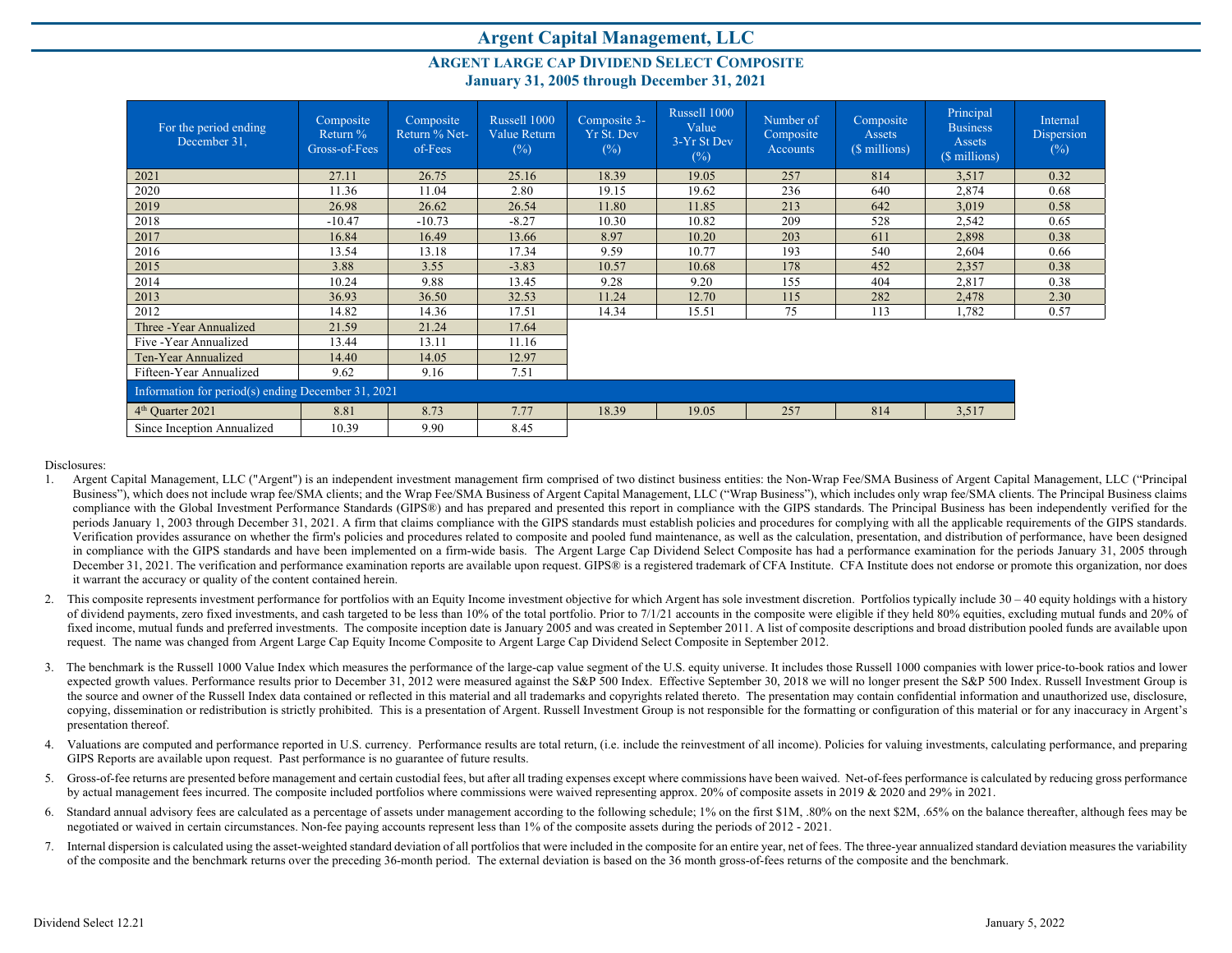# Argent Capital Management, LLC

## ARGENT LARGE CAP DIVIDEND SELECT COMPOSITE

### January 31, 2005 through December 31, 2021

| For the period ending December 31, | Composite Return % Gross-of-Fees | Composite Return % Net-of-Fees | Russell 1000 Value Return (%) | Composite 3-Yr St. Dev (%) | Russell 1000 Value 3-Yr St Dev (%) | Number of Composite Accounts | Composite Assets ($ millions) | Principal Business Assets ($ millions) | Internal Dispersion (%) |
|---|---|---|---|---|---|---|---|---|---|
| 2021 | 27.11 | 26.75 | 25.16 | 18.39 | 19.05 | 257 | 814 | 3,517 | 0.32 |
| 2020 | 11.36 | 11.04 | 2.80 | 19.15 | 19.62 | 236 | 640 | 2,874 | 0.68 |
| 2019 | 26.98 | 26.62 | 26.54 | 11.80 | 11.85 | 213 | 642 | 3,019 | 0.58 |
| 2018 | -10.47 | -10.73 | -8.27 | 10.30 | 10.82 | 209 | 528 | 2,542 | 0.65 |
| 2017 | 16.84 | 16.49 | 13.66 | 8.97 | 10.20 | 203 | 611 | 2,898 | 0.38 |
| 2016 | 13.54 | 13.18 | 17.34 | 9.59 | 10.77 | 193 | 540 | 2,604 | 0.66 |
| 2015 | 3.88 | 3.55 | -3.83 | 10.57 | 10.68 | 178 | 452 | 2,357 | 0.38 |
| 2014 | 10.24 | 9.88 | 13.45 | 9.28 | 9.20 | 155 | 404 | 2,817 | 0.38 |
| 2013 | 36.93 | 36.50 | 32.53 | 11.24 | 12.70 | 115 | 282 | 2,478 | 2.30 |
| 2012 | 14.82 | 14.36 | 17.51 | 14.34 | 15.51 | 75 | 113 | 1,782 | 0.57 |
| Three -Year Annualized | 21.59 | 21.24 | 17.64 | | | | | | |
| Five -Year Annualized | 13.44 | 13.11 | 11.16 | | | | | | |
| Ten-Year Annualized | 14.40 | 14.05 | 12.97 | | | | | | |
| Fifteen-Year Annualized | 9.62 | 9.16 | 7.51 | | | | | | |
| Information for period(s) ending December 31, 2021 | | | | | | | | | |
| 4th Quarter 2021 | 8.81 | 8.73 | 7.77 | 18.39 | 19.05 | 257 | 814 | 3,517 | |
| Since Inception Annualized | 10.39 | 9.90 | 8.45 | | | | | | |

Disclosures:

1. Argent Capital Management, LLC ("Argent") is an independent investment management firm comprised of two distinct business entities: the Non-Wrap Fee/SMA Business of Argent Capital Management, LLC ("Principal Business"), which does not include wrap fee/SMA clients; and the Wrap Fee/SMA Business of Argent Capital Management, LLC ("Wrap Business"), which includes only wrap fee/SMA clients. The Principal Business claims compliance with the Global Investment Performance Standards (GIPS®) and has prepared and presented this report in compliance with the GIPS standards. The Principal Business has been independently verified for the periods January 1, 2003 through December 31, 2021. A firm that claims compliance with the GIPS standards must establish policies and procedures for complying with all the applicable requirements of the GIPS standards. Verification provides assurance on whether the firm's policies and procedures related to composite and pooled fund maintenance, as well as the calculation, presentation, and distribution of performance, have been designed in compliance with the GIPS standards and have been implemented on a firm-wide basis. The Argent Large Cap Dividend Select Composite has had a performance examination for the periods January 31, 2005 through December 31, 2021. The verification and performance examination reports are available upon request. GIPS® is a registered trademark of CFA Institute. CFA Institute does not endorse or promote this organization, nor does it warrant the accuracy or quality of the content contained herein.

2. This composite represents investment performance for portfolios with an Equity Income investment objective for which Argent has sole investment discretion. Portfolios typically include 30 – 40 equity holdings with a history of dividend payments, zero fixed investments, and cash targeted to be less than 10% of the total portfolio. Prior to 7/1/21 accounts in the composite were eligible if they held 80% equities, excluding mutual funds and 20% of fixed income, mutual funds and preferred investments. The composite inception date is January 2005 and was created in September 2011. A list of composite descriptions and broad distribution pooled funds are available upon request. The name was changed from Argent Large Cap Equity Income Composite to Argent Large Cap Dividend Select Composite in September 2012.

3. The benchmark is the Russell 1000 Value Index which measures the performance of the large-cap value segment of the U.S. equity universe. It includes those Russell 1000 companies with lower price-to-book ratios and lower expected growth values. Performance results prior to December 31, 2012 were measured against the S&P 500 Index. Effective September 30, 2018 we will no longer present the S&P 500 Index. Russell Investment Group is the source and owner of the Russell Index data contained or reflected in this material and all trademarks and copyrights related thereto. The presentation may contain confidential information and unauthorized use, disclosure, copying, dissemination or redistribution is strictly prohibited. This is a presentation of Argent. Russell Investment Group is not responsible for the formatting or configuration of this material or for any inaccuracy in Argent's presentation thereof.

4. Valuations are computed and performance reported in U.S. currency. Performance results are total return, (i.e. include the reinvestment of all income). Policies for valuing investments, calculating performance, and preparing GIPS Reports are available upon request. Past performance is no guarantee of future results.

5. Gross-of-fee returns are presented before management and certain custodial fees, but after all trading expenses except where commissions have been waived. Net-of-fees performance is calculated by reducing gross performance by actual management fees incurred. The composite included portfolios where commissions were waived representing approx. 20% of composite assets in 2019 & 2020 and 29% in 2021.

6. Standard annual advisory fees are calculated as a percentage of assets under management according to the following schedule; 1% on the first $1M, .80% on the next $2M, .65% on the balance thereafter, although fees may be negotiated or waived in certain circumstances. Non-fee paying accounts represent less than 1% of the composite assets during the periods of 2012 - 2021.

7. Internal dispersion is calculated using the asset-weighted standard deviation of all portfolios that were included in the composite for an entire year, net of fees. The three-year annualized standard deviation measures the variability of the composite and the benchmark returns over the preceding 36-month period. The external deviation is based on the 36 month gross-of-fees returns of the composite and the benchmark.

Dividend Select 12.21

January 5, 2022